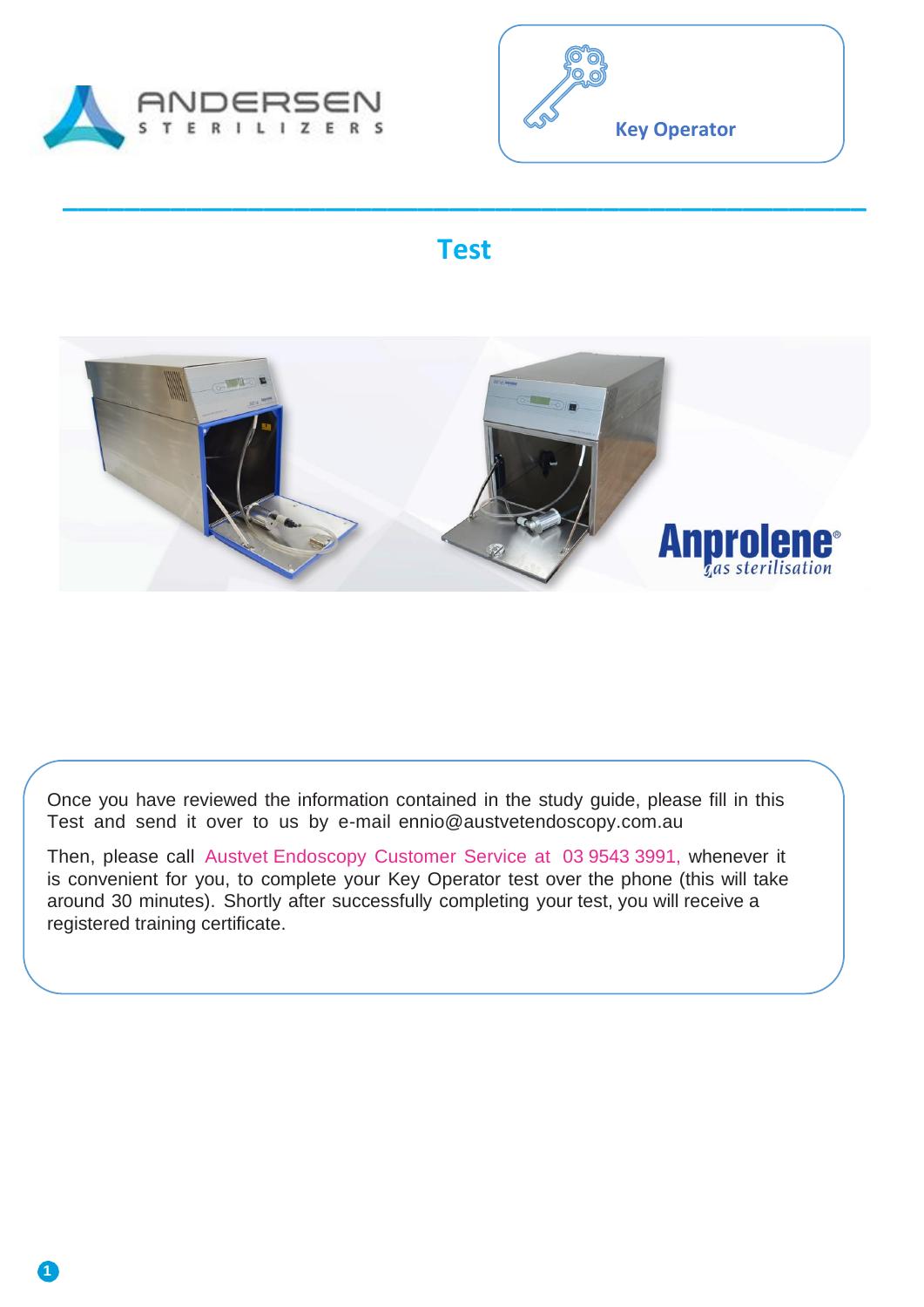ANDERSEN STERILIZERS

**Key Operator**

# Test

Anprolene® gas sterilisation

Once you have reviewed the information contained in the study guide, please fill in this Test and send it over to us by e-mail ennio@austvetendoscopy.com.au

Then, please call Austvet Endoscopy Customer Service at 03 9543 3991, whenever it is convenient for you, to complete your Key Operator test over the phone (this will take around 30 minutes). Shortly after successfully completing your test, you will receive a registered training certificate.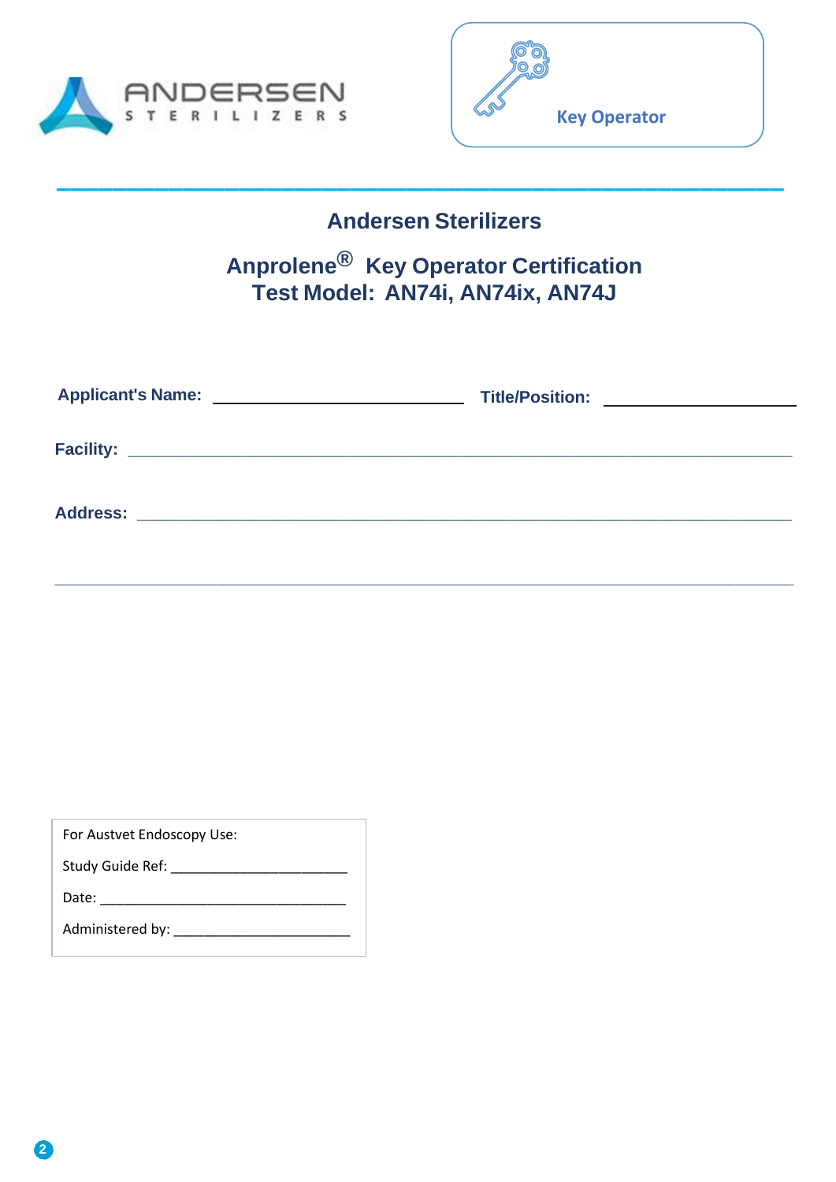ANDERSEN
STERILIZERS

Key Operator

## Andersen Sterilizers

## Anprolene® Key Operator Certification
## Test Model: AN74i, AN74ix, AN74J

**Applicant's Name:** ______________________________ **Title/Position:** ______________________

**Facility:** ____________________________________________________________________________

**Address:** ____________________________________________________________________________

_______________________________________________________________________________________

For Austvet Endoscopy Use:

Study Guide Ref: _______________________

Date: _________________________________

Administered by: _______________________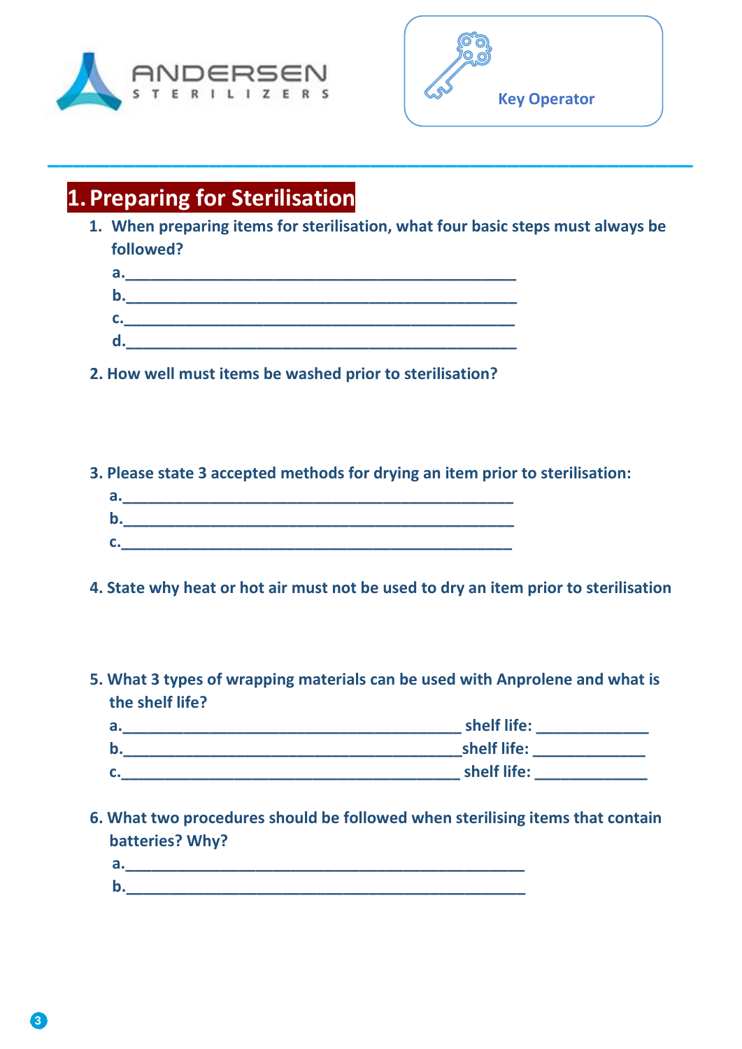ANDERSEN STERILIZERS

Key Operator

# 1. Preparing for Sterilisation

1. **When preparing items for sterilisation, what four basic steps must always be followed?**
   a.______________________________________________
   b.______________________________________________
   c.______________________________________________
   d.______________________________________________

2. **How well must items be washed prior to sterilisation?**

3. **Please state 3 accepted methods for drying an item prior to sterilisation:**
   a.______________________________________________
   b.______________________________________________
   c.______________________________________________

4. **State why heat or hot air must not be used to dry an item prior to sterilisation**

5. **What 3 types of wrapping materials can be used with Anprolene and what is the shelf life?**
   a.________________________________________ shelf life: _____________
   b.________________________________________ shelf life: _____________
   c.________________________________________ shelf life: _____________

6. **What two procedures should be followed when sterilising items that contain batteries? Why?**
   a.______________________________________________
   b.______________________________________________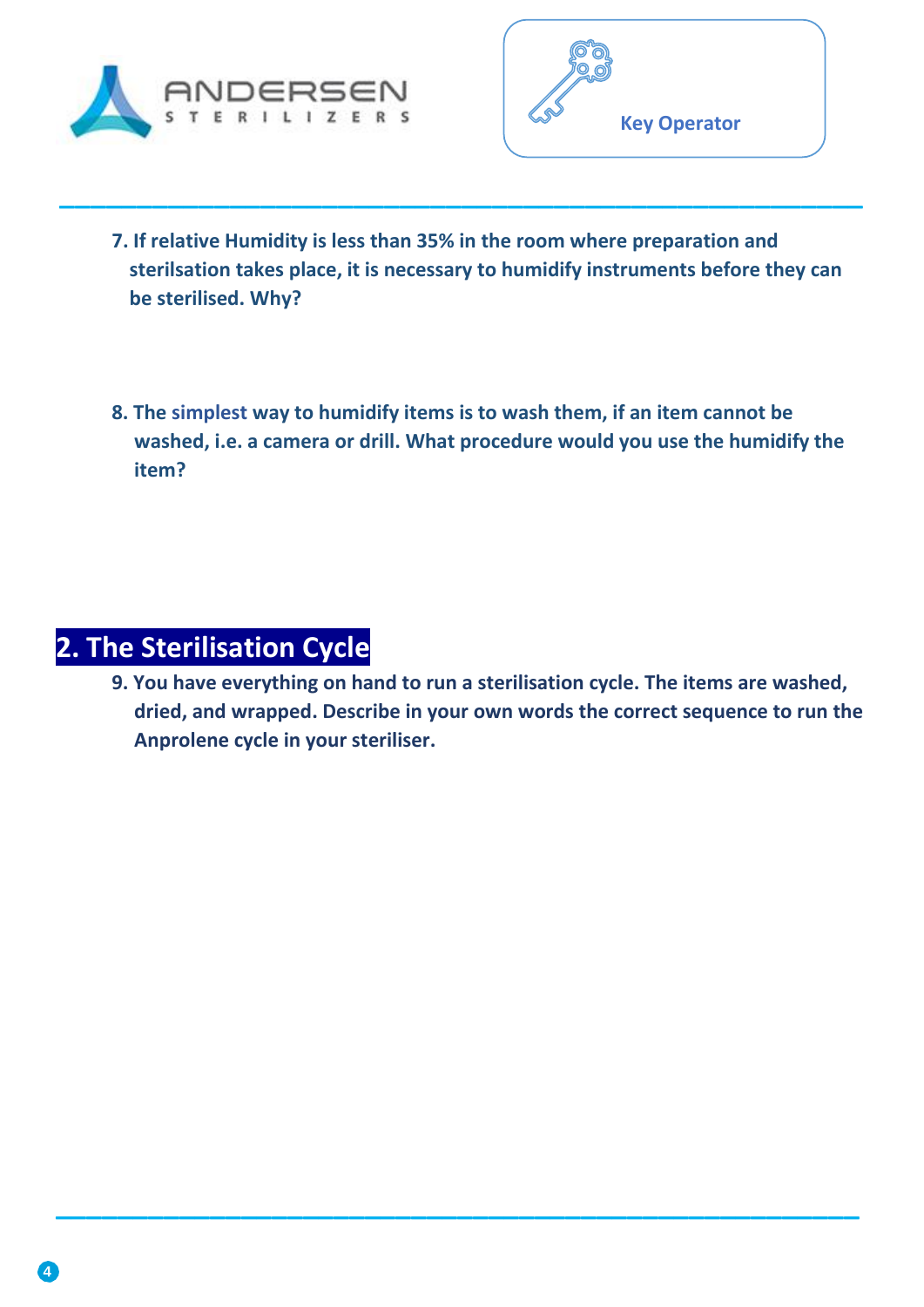7. If relative Humidity is less than 35% in the room where preparation and sterilsation takes place, it is necessary to humidify instruments before they can be sterilised. Why?

8. The simplest way to humidify items is to wash them, if an item cannot be washed, i.e. a camera or drill. What procedure would you use the humidify the item?

## 2. The Sterilisation Cycle

9. You have everything on hand to run a sterilisation cycle. The items are washed, dried, and wrapped. Describe in your own words the correct sequence to run the Anprolene cycle in your steriliser.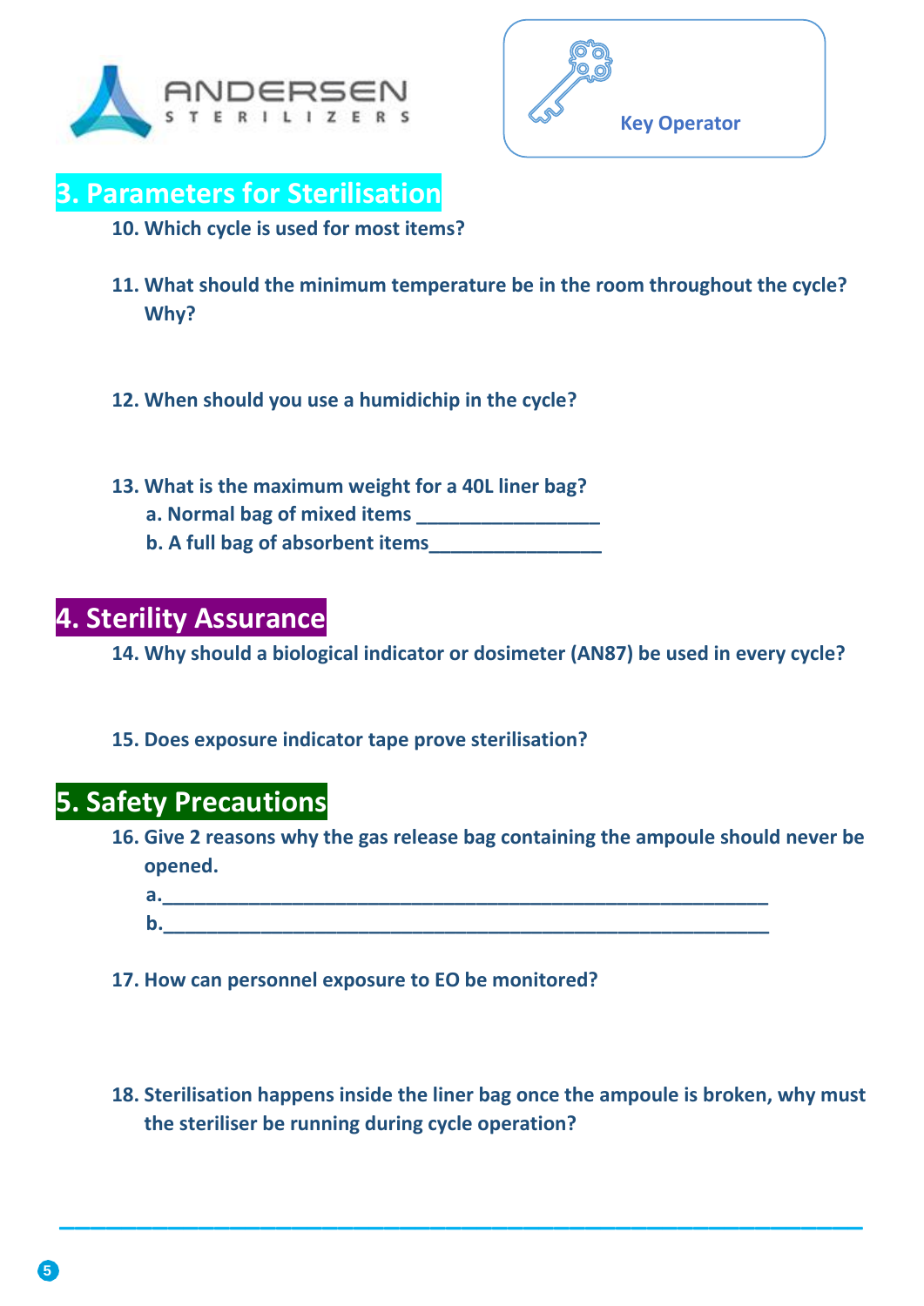ANDERSEN STERILIZERS

Key Operator

## 3. Parameters for Sterilisation

**10. Which cycle is used for most items?**

**11. What should the minimum temperature be in the room throughout the cycle? Why?**

**12. When should you use a humidichip in the cycle?**

**13. What is the maximum weight for a 40L liner bag?**

**a. Normal bag of mixed items ________________**

**b. A full bag of absorbent items________________**

## 4. Sterility Assurance

**14. Why should a biological indicator or dosimeter (AN87) be used in every cycle?**

**15. Does exposure indicator tape prove sterilisation?**

## 5. Safety Precautions

**16. Give 2 reasons why the gas release bag containing the ampoule should never be opened.**

**a.________________________________________________________**

**b.________________________________________________________**

**17. How can personnel exposure to EO be monitored?**

**18. Sterilisation happens inside the liner bag once the ampoule is broken, why must the steriliser be running during cycle operation?**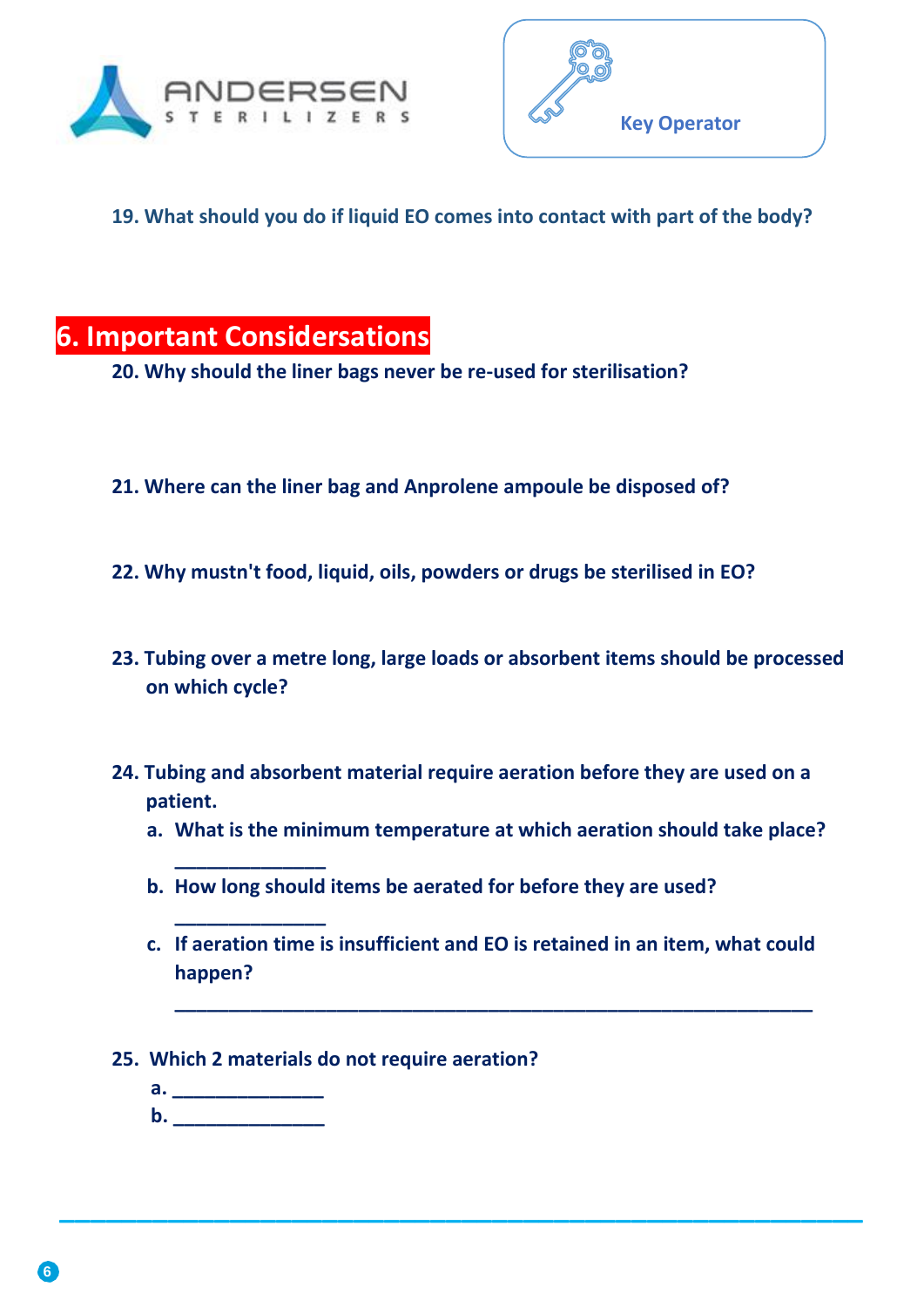19. **What should you do if liquid EO comes into contact with part of the body?**

## 6. Important Considersations

20. **Why should the liner bags never be re-used for sterilisation?**

21. **Where can the liner bag and Anprolene ampoule be disposed of?**

22. **Why mustn't food, liquid, oils, powders or drugs be sterilised in EO?**

23. **Tubing over a metre long, large loads or absorbent items should be processed on which cycle?**

24. **Tubing and absorbent material require aeration before they are used on a patient.**
    a. **What is the minimum temperature at which aeration should take place?**
    ______________
    b. **How long should items be aerated for before they are used?**
    ______________
    c. **If aeration time is insufficient and EO is retained in an item, what could happen?**
    ___________________________________________________________

25. **Which 2 materials do not require aeration?**
    a. ______________
    b. ______________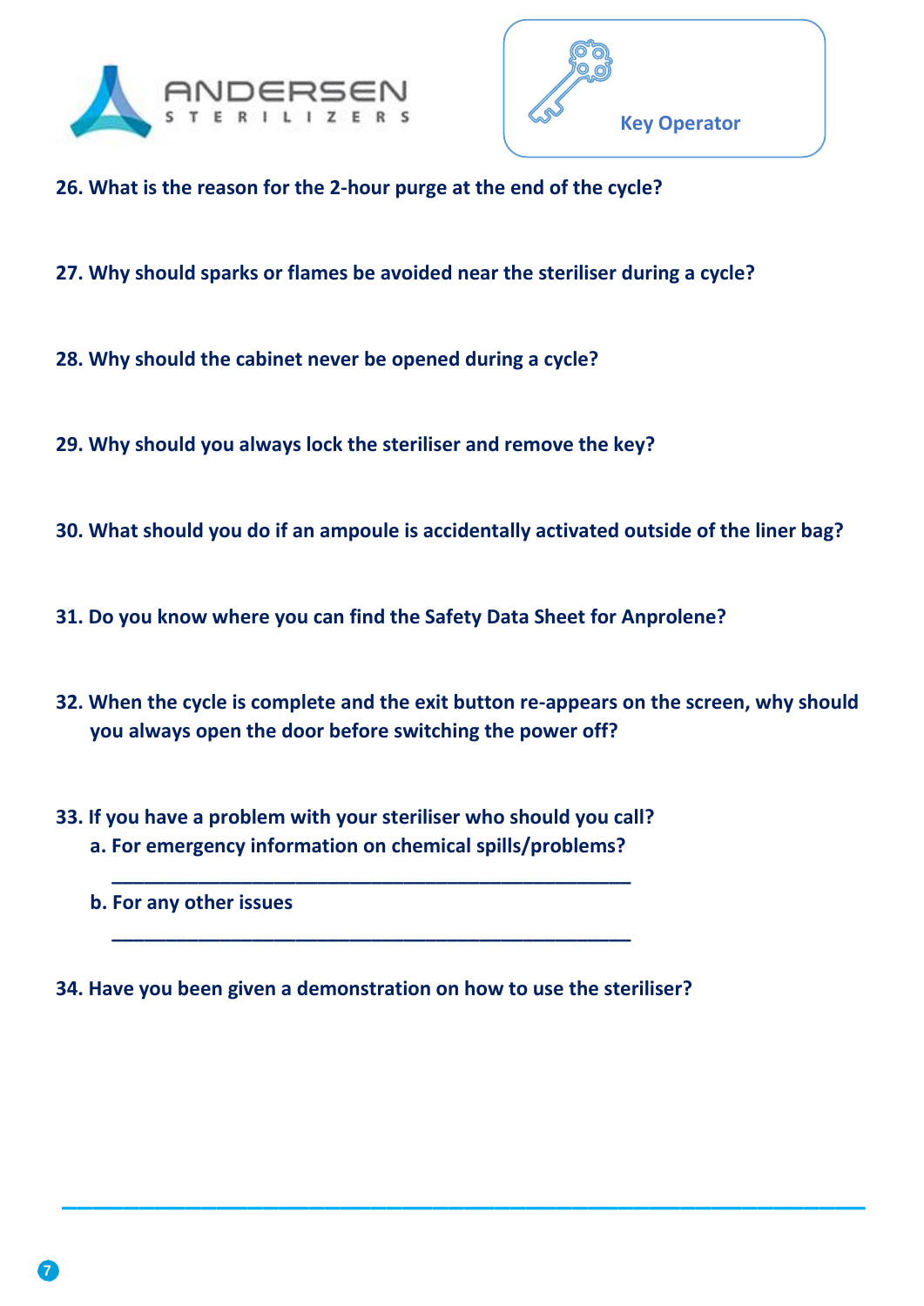ANDERSEN STERILIZERS

Key Operator

26. What is the reason for the 2-hour purge at the end of the cycle?

27. Why should sparks or flames be avoided near the steriliser during a cycle?

28. Why should the cabinet never be opened during a cycle?

29. Why should you always lock the steriliser and remove the key?

30. What should you do if an ampoule is accidentally activated outside of the liner bag?

31. Do you know where you can find the Safety Data Sheet for Anprolene?

32. When the cycle is complete and the exit button re-appears on the screen, why should you always open the door before switching the power off?

33. If you have a problem with your steriliser who should you call?
    a. For emergency information on chemical spills/problems?
    ______________________________________________
    b. For any other issues
    ______________________________________________

34. Have you been given a demonstration on how to use the steriliser?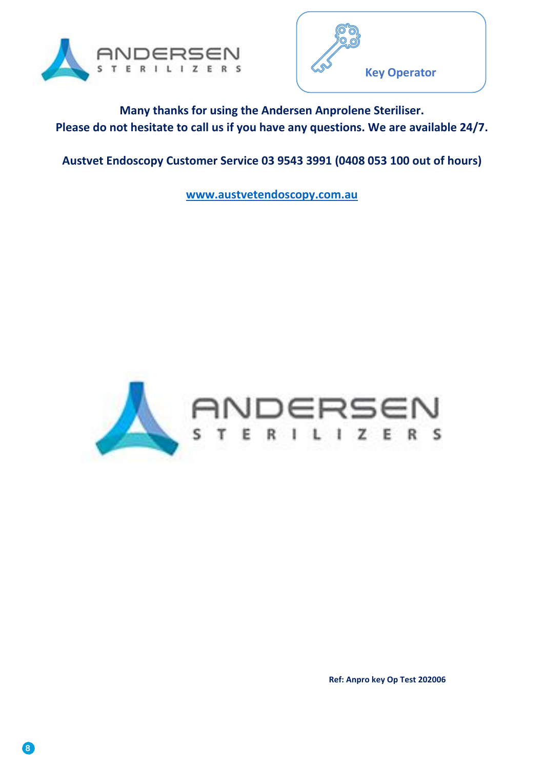Key Operator

**Many thanks for using the Andersen Anprolene Steriliser.**
**Please do not hesitate to call us if you have any questions. We are available 24/7.**

**Austvet Endoscopy Customer Service 03 9543 3991 (0408 053 100 out of hours)**

[www.austvetendoscopy.com.au](www.austvetendoscopy.com.au)

**Ref: Anpro key Op Test 202006**